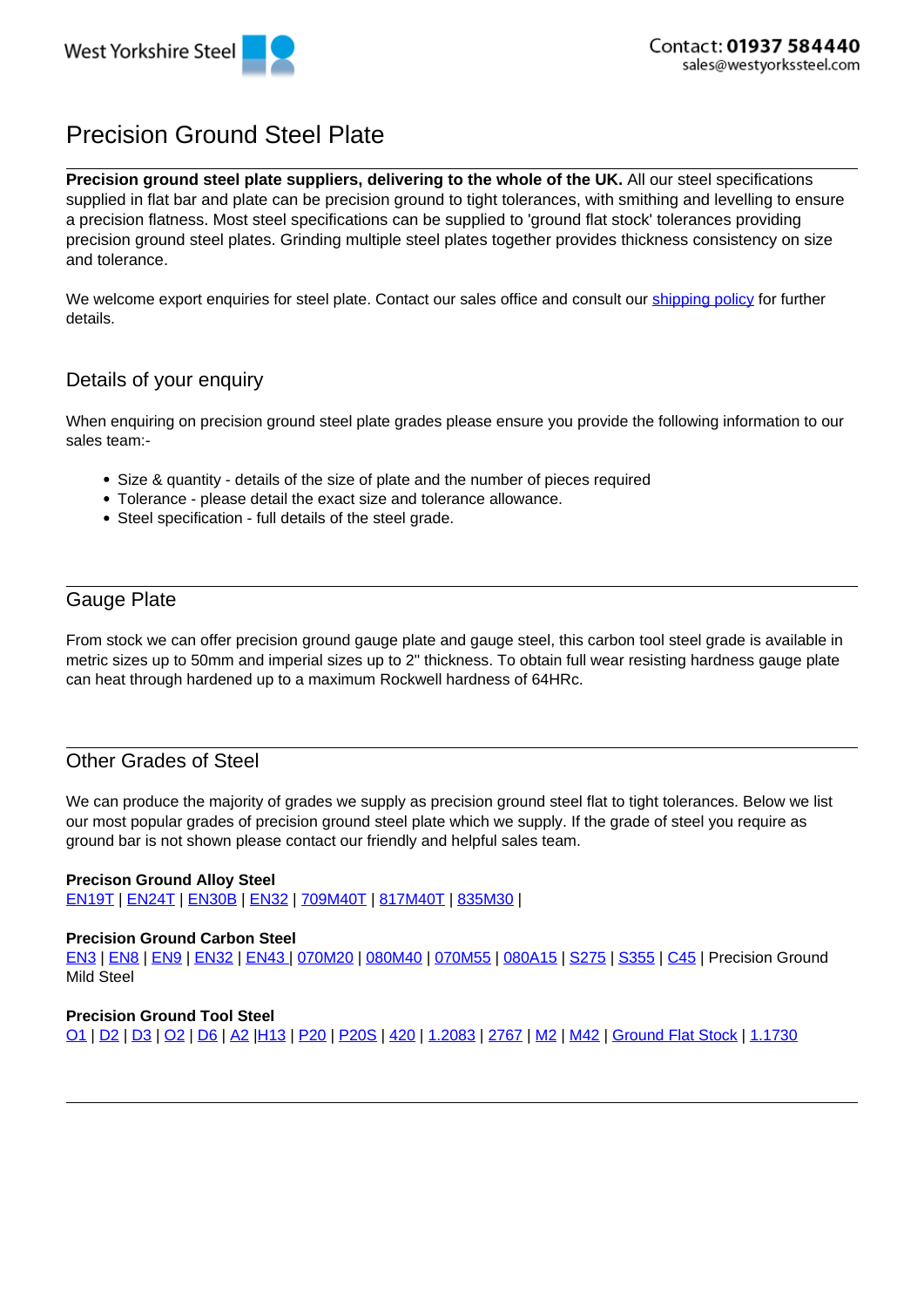West Yorkshire Steel

Contact: **01937 584440**
sales@westyorkssteel.com

# Precision Ground Steel Plate

**Precision ground steel plate suppliers, delivering to the whole of the UK.** All our steel specifications supplied in flat bar and plate can be precision ground to tight tolerances, with smithing and levelling to ensure a precision flatness. Most steel specifications can be supplied to 'ground flat stock' tolerances providing precision ground steel plates. Grinding multiple steel plates together provides thickness consistency on size and tolerance.

We welcome export enquiries for steel plate. Contact our sales office and consult our shipping policy for further details.

## Details of your enquiry

When enquiring on precision ground steel plate grades please ensure you provide the following information to our sales team:-

- Size & quantity - details of the size of plate and the number of pieces required
- Tolerance - please detail the exact size and tolerance allowance.
- Steel specification - full details of the steel grade.

## Gauge Plate

From stock we can offer precision ground gauge plate and gauge steel, this carbon tool steel grade is available in metric sizes up to 50mm and imperial sizes up to 2" thickness. To obtain full wear resisting hardness gauge plate can heat through hardened up to a maximum Rockwell hardness of 64HRc.

## Other Grades of Steel

We can produce the majority of grades we supply as precision ground steel flat to tight tolerances. Below we list our most popular grades of precision ground steel plate which we supply. If the grade of steel you require as ground bar is not shown please contact our friendly and helpful sales team.

**Precison Ground Alloy Steel**
EN19T | EN24T | EN30B | EN32 | 709M40T | 817M40T | 835M30 |

**Precision Ground Carbon Steel**
EN3 | EN8 | EN9 | EN32 | EN43 | 070M20 | 080M40 | 070M55 | 080A15 | S275 | S355 | C45 | Precision Ground Mild Steel

**Precision Ground Tool Steel**
O1 | D2 | D3 | O2 | D6 | A2 |H13 | P20 | P20S | 420 | 1.2083 | 2767 | M2 | M42 | Ground Flat Stock | 1.1730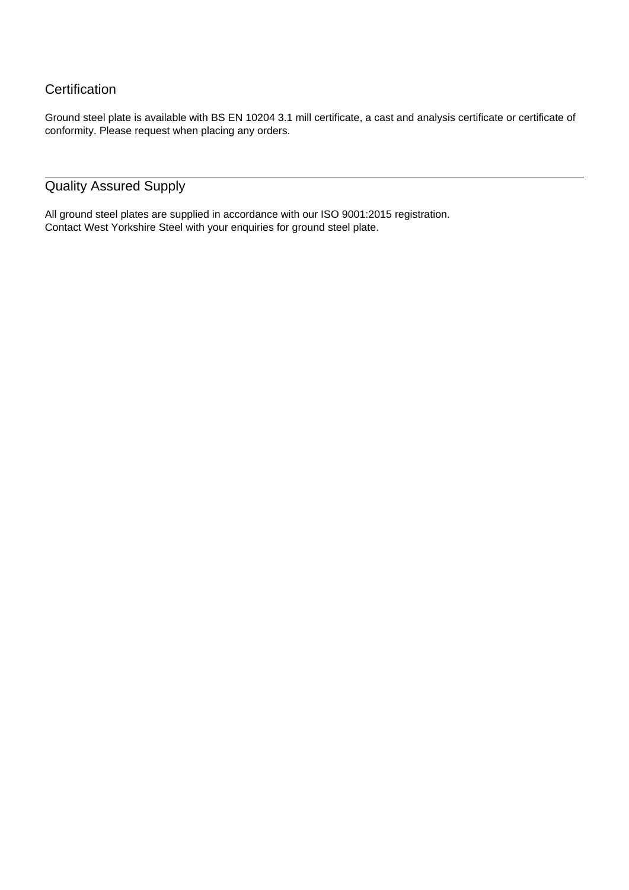## Certification

Ground steel plate is available with BS EN 10204 3.1 mill certificate, a cast and analysis certificate or certificate of conformity. Please request when placing any orders.

---

## Quality Assured Supply

All ground steel plates are supplied in accordance with our ISO 9001:2015 registration.
Contact West Yorkshire Steel with your enquiries for ground steel plate.